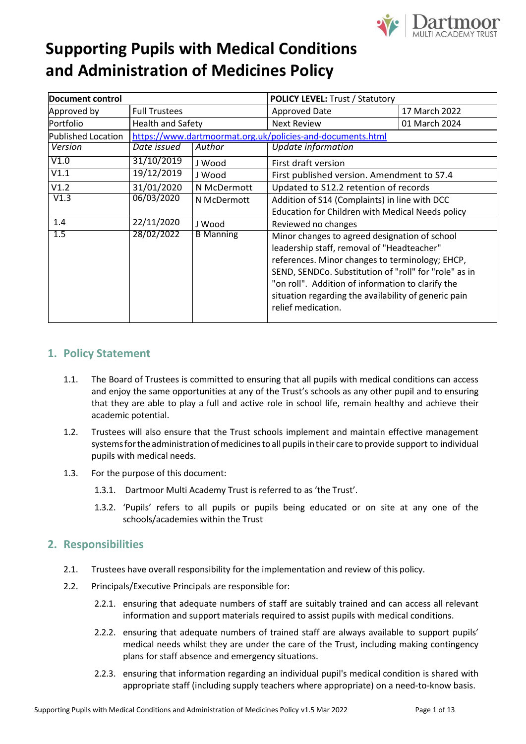# Supporting Pupils with Medical Conditions and Administration of Medicines Policy

| **Document control** | | | **POLICY LEVEL:** Trust / Statutory | |
|---|---|---|---|---|
| Approved by | Full Trustees | | Approved Date | 17 March 2022 |
| Portfolio | Health and Safety | | Next Review | 01 March 2024 |
| Published Location | https://www.dartmoormat.org.uk/policies-and-documents.html | | | |
| *Version* | *Date issued* | *Author* | *Update information* | |
| V1.0 | 31/10/2019 | J Wood | First draft version | |
| V1.1 | 19/12/2019 | J Wood | First published version. Amendment to S7.4 | |
| V1.2 | 31/01/2020 | N McDermott | Updated to S12.2 retention of records | |
| V1.3 | 06/03/2020 | N McDermott | Addition of S14 (Complaints) in line with DCC Education for Children with Medical Needs policy | |
| 1.4 | 22/11/2020 | J Wood | Reviewed no changes | |
| 1.5 | 28/02/2022 | B Manning | Minor changes to agreed designation of school leadership staff, removal of "Headteacher" references. Minor changes to terminology; EHCP, SEND, SENDCo. Substitution of "roll" for "role" as in "on roll". Addition of information to clarify the situation regarding the availability of generic pain relief medication. | |

## 1. Policy Statement

1.1. The Board of Trustees is committed to ensuring that all pupils with medical conditions can access and enjoy the same opportunities at any of the Trust's schools as any other pupil and to ensuring that they are able to play a full and active role in school life, remain healthy and achieve their academic potential.

1.2. Trustees will also ensure that the Trust schools implement and maintain effective management systems for the administration of medicines to all pupils in their care to provide support to individual pupils with medical needs.

1.3. For the purpose of this document:

1.3.1. Dartmoor Multi Academy Trust is referred to as 'the Trust'.

1.3.2. 'Pupils' refers to all pupils or pupils being educated or on site at any one of the schools/academies within the Trust

## 2. Responsibilities

2.1. Trustees have overall responsibility for the implementation and review of this policy.

2.2. Principals/Executive Principals are responsible for:

2.2.1. ensuring that adequate numbers of staff are suitably trained and can access all relevant information and support materials required to assist pupils with medical conditions.

2.2.2. ensuring that adequate numbers of trained staff are always available to support pupils' medical needs whilst they are under the care of the Trust, including making contingency plans for staff absence and emergency situations.

2.2.3. ensuring that information regarding an individual pupil's medical condition is shared with appropriate staff (including supply teachers where appropriate) on a need-to-know basis.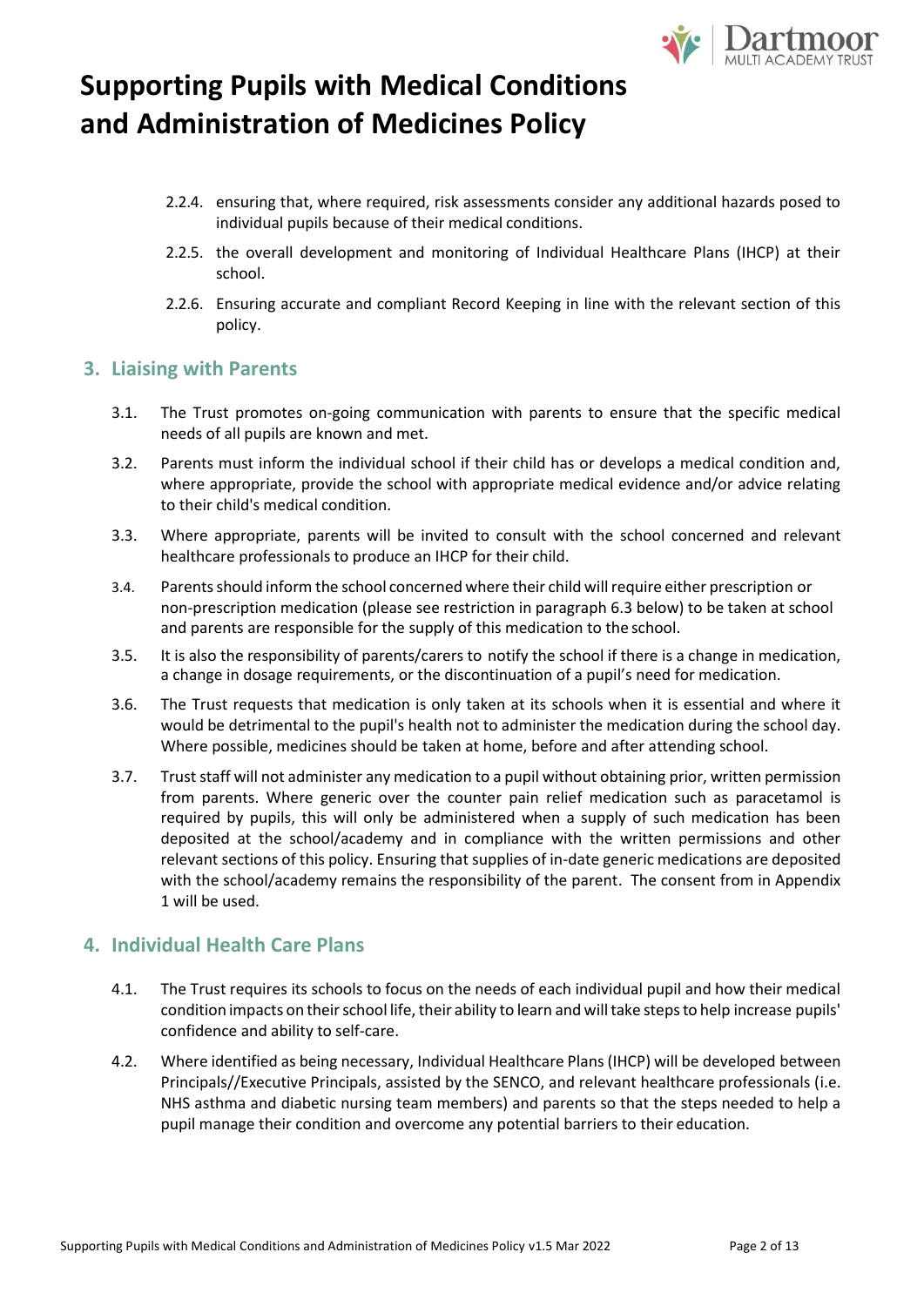2.2.4. ensuring that, where required, risk assessments consider any additional hazards posed to individual pupils because of their medical conditions.

2.2.5. the overall development and monitoring of Individual Healthcare Plans (IHCP) at their school.

2.2.6. Ensuring accurate and compliant Record Keeping in line with the relevant section of this policy.

## 3. Liaising with Parents

3.1. The Trust promotes on-going communication with parents to ensure that the specific medical needs of all pupils are known and met.

3.2. Parents must inform the individual school if their child has or develops a medical condition and, where appropriate, provide the school with appropriate medical evidence and/or advice relating to their child's medical condition.

3.3. Where appropriate, parents will be invited to consult with the school concerned and relevant healthcare professionals to produce an IHCP for their child.

3.4. Parents should inform the school concerned where their child will require either prescription or non-prescription medication (please see restriction in paragraph 6.3 below) to be taken at school and parents are responsible for the supply of this medication to the school.

3.5. It is also the responsibility of parents/carers to notify the school if there is a change in medication, a change in dosage requirements, or the discontinuation of a pupil's need for medication.

3.6. The Trust requests that medication is only taken at its schools when it is essential and where it would be detrimental to the pupil's health not to administer the medication during the school day. Where possible, medicines should be taken at home, before and after attending school.

3.7. Trust staff will not administer any medication to a pupil without obtaining prior, written permission from parents. Where generic over the counter pain relief medication such as paracetamol is required by pupils, this will only be administered when a supply of such medication has been deposited at the school/academy and in compliance with the written permissions and other relevant sections of this policy. Ensuring that supplies of in-date generic medications are deposited with the school/academy remains the responsibility of the parent. The consent from in Appendix 1 will be used.

## 4. Individual Health Care Plans

4.1. The Trust requires its schools to focus on the needs of each individual pupil and how their medical condition impacts on their school life, their ability to learn and will take steps to help increase pupils' confidence and ability to self-care.

4.2. Where identified as being necessary, Individual Healthcare Plans (IHCP) will be developed between Principals//Executive Principals, assisted by the SENCO, and relevant healthcare professionals (i.e. NHS asthma and diabetic nursing team members) and parents so that the steps needed to help a pupil manage their condition and overcome any potential barriers to their education.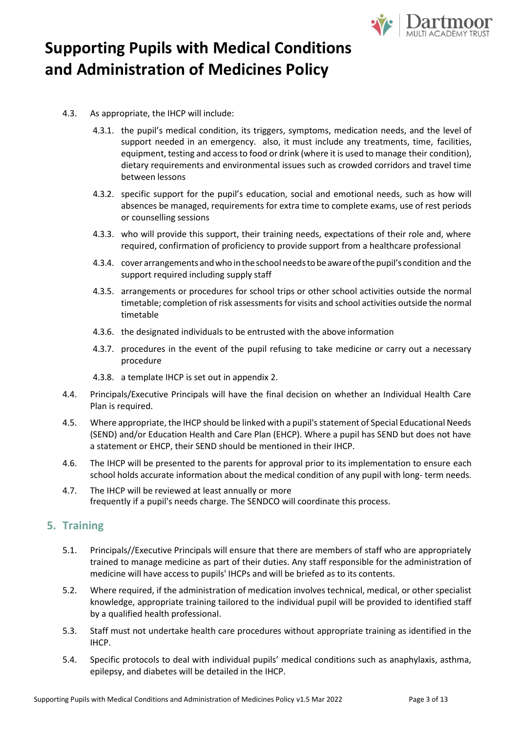- 4.3. As appropriate, the IHCP will include:
  - 4.3.1. the pupil's medical condition, its triggers, symptoms, medication needs, and the level of support needed in an emergency. also, it must include any treatments, time, facilities, equipment, testing and access to food or drink (where it is used to manage their condition), dietary requirements and environmental issues such as crowded corridors and travel time between lessons
  - 4.3.2. specific support for the pupil's education, social and emotional needs, such as how will absences be managed, requirements for extra time to complete exams, use of rest periods or counselling sessions
  - 4.3.3. who will provide this support, their training needs, expectations of their role and, where required, confirmation of proficiency to provide support from a healthcare professional
  - 4.3.4. cover arrangements and who in the school needs to be aware of the pupil's condition and the support required including supply staff
  - 4.3.5. arrangements or procedures for school trips or other school activities outside the normal timetable; completion of risk assessments for visits and school activities outside the normal timetable
  - 4.3.6. the designated individuals to be entrusted with the above information
  - 4.3.7. procedures in the event of the pupil refusing to take medicine or carry out a necessary procedure
  - 4.3.8. a template IHCP is set out in appendix 2.
- 4.4. Principals/Executive Principals will have the final decision on whether an Individual Health Care Plan is required.
- 4.5. Where appropriate, the IHCP should be linked with a pupil's statement of Special Educational Needs (SEND) and/or Education Health and Care Plan (EHCP). Where a pupil has SEND but does not have a statement or EHCP, their SEND should be mentioned in their IHCP.
- 4.6. The IHCP will be presented to the parents for approval prior to its implementation to ensure each school holds accurate information about the medical condition of any pupil with long- term needs.
- 4.7. The IHCP will be reviewed at least annually or more frequently if a pupil's needs charge. The SENDCO will coordinate this process.

## 5. Training

- 5.1. Principals//Executive Principals will ensure that there are members of staff who are appropriately trained to manage medicine as part of their duties. Any staff responsible for the administration of medicine will have access to pupils' IHCPs and will be briefed as to its contents.
- 5.2. Where required, if the administration of medication involves technical, medical, or other specialist knowledge, appropriate training tailored to the individual pupil will be provided to identified staff by a qualified health professional.
- 5.3. Staff must not undertake health care procedures without appropriate training as identified in the IHCP.
- 5.4. Specific protocols to deal with individual pupils' medical conditions such as anaphylaxis, asthma, epilepsy, and diabetes will be detailed in the IHCP.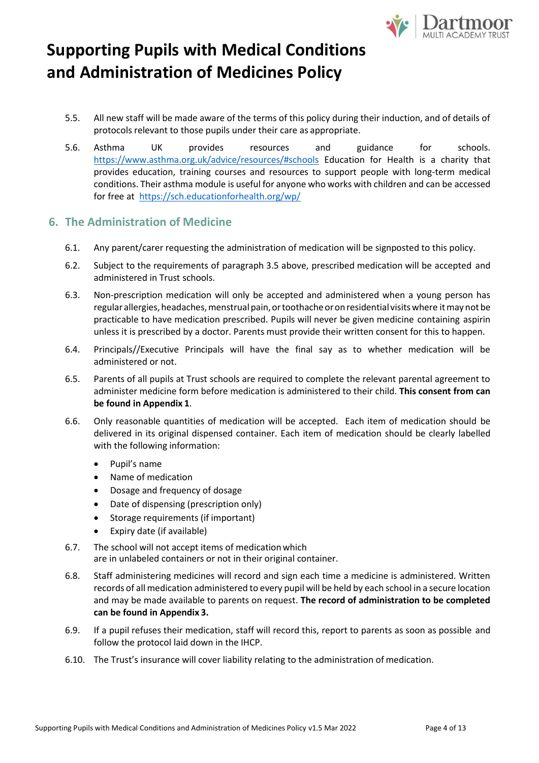# Supporting Pupils with Medical Conditions and Administration of Medicines Policy

5.5. All new staff will be made aware of the terms of this policy during their induction, and of details of protocols relevant to those pupils under their care as appropriate.

5.6. Asthma UK provides resources and guidance for schools. https://www.asthma.org.uk/advice/resources/#schools Education for Health is a charity that provides education, training courses and resources to support people with long-term medical conditions. Their asthma module is useful for anyone who works with children and can be accessed for free at https://sch.educationforhealth.org/wp/

## 6. The Administration of Medicine

6.1. Any parent/carer requesting the administration of medication will be signposted to this policy.

6.2. Subject to the requirements of paragraph 3.5 above, prescribed medication will be accepted and administered in Trust schools.

6.3. Non-prescription medication will only be accepted and administered when a young person has regular allergies, headaches, menstrual pain, or toothache or on residential visits where it may not be practicable to have medication prescribed. Pupils will never be given medicine containing aspirin unless it is prescribed by a doctor. Parents must provide their written consent for this to happen.

6.4. Principals//Executive Principals will have the final say as to whether medication will be administered or not.

6.5. Parents of all pupils at Trust schools are required to complete the relevant parental agreement to administer medicine form before medication is administered to their child. **This consent from can be found in Appendix 1**.

6.6. Only reasonable quantities of medication will be accepted. Each item of medication should be delivered in its original dispensed container. Each item of medication should be clearly labelled with the following information:

- Pupil's name
- Name of medication
- Dosage and frequency of dosage
- Date of dispensing (prescription only)
- Storage requirements (if important)
- Expiry date (if available)

6.7. The school will not accept items of medication which are in unlabeled containers or not in their original container.

6.8. Staff administering medicines will record and sign each time a medicine is administered. Written records of all medication administered to every pupil will be held by each school in a secure location and may be made available to parents on request. **The record of administration to be completed can be found in Appendix 3.**

6.9. If a pupil refuses their medication, staff will record this, report to parents as soon as possible and follow the protocol laid down in the IHCP.

6.10. The Trust's insurance will cover liability relating to the administration of medication.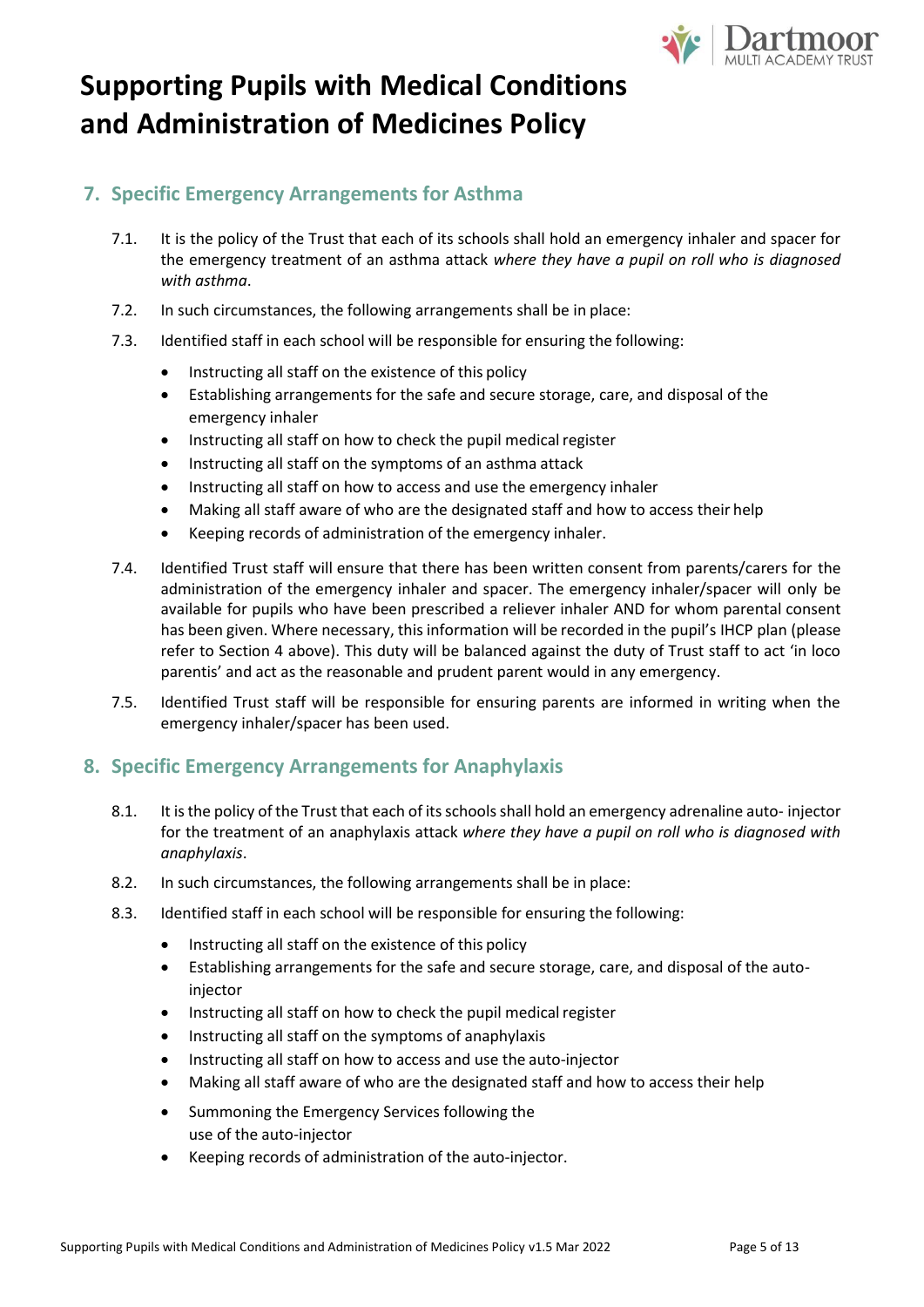# Supporting Pupils with Medical Conditions and Administration of Medicines Policy

## 7. Specific Emergency Arrangements for Asthma

7.1. It is the policy of the Trust that each of its schools shall hold an emergency inhaler and spacer for the emergency treatment of an asthma attack *where they have a pupil on roll who is diagnosed with asthma*.

7.2. In such circumstances, the following arrangements shall be in place:

7.3. Identified staff in each school will be responsible for ensuring the following:

- Instructing all staff on the existence of this policy
- Establishing arrangements for the safe and secure storage, care, and disposal of the emergency inhaler
- Instructing all staff on how to check the pupil medical register
- Instructing all staff on the symptoms of an asthma attack
- Instructing all staff on how to access and use the emergency inhaler
- Making all staff aware of who are the designated staff and how to access their help
- Keeping records of administration of the emergency inhaler.

7.4. Identified Trust staff will ensure that there has been written consent from parents/carers for the administration of the emergency inhaler and spacer. The emergency inhaler/spacer will only be available for pupils who have been prescribed a reliever inhaler AND for whom parental consent has been given. Where necessary, this information will be recorded in the pupil's IHCP plan (please refer to Section 4 above). This duty will be balanced against the duty of Trust staff to act 'in loco parentis' and act as the reasonable and prudent parent would in any emergency.

7.5. Identified Trust staff will be responsible for ensuring parents are informed in writing when the emergency inhaler/spacer has been used.

## 8. Specific Emergency Arrangements for Anaphylaxis

8.1. It is the policy of the Trust that each of its schools shall hold an emergency adrenaline auto- injector for the treatment of an anaphylaxis attack *where they have a pupil on roll who is diagnosed with anaphylaxis*.

8.2. In such circumstances, the following arrangements shall be in place:

8.3. Identified staff in each school will be responsible for ensuring the following:

- Instructing all staff on the existence of this policy
- Establishing arrangements for the safe and secure storage, care, and disposal of the auto-injector
- Instructing all staff on how to check the pupil medical register
- Instructing all staff on the symptoms of anaphylaxis
- Instructing all staff on how to access and use the auto-injector
- Making all staff aware of who are the designated staff and how to access their help
- Summoning the Emergency Services following the use of the auto-injector
- Keeping records of administration of the auto-injector.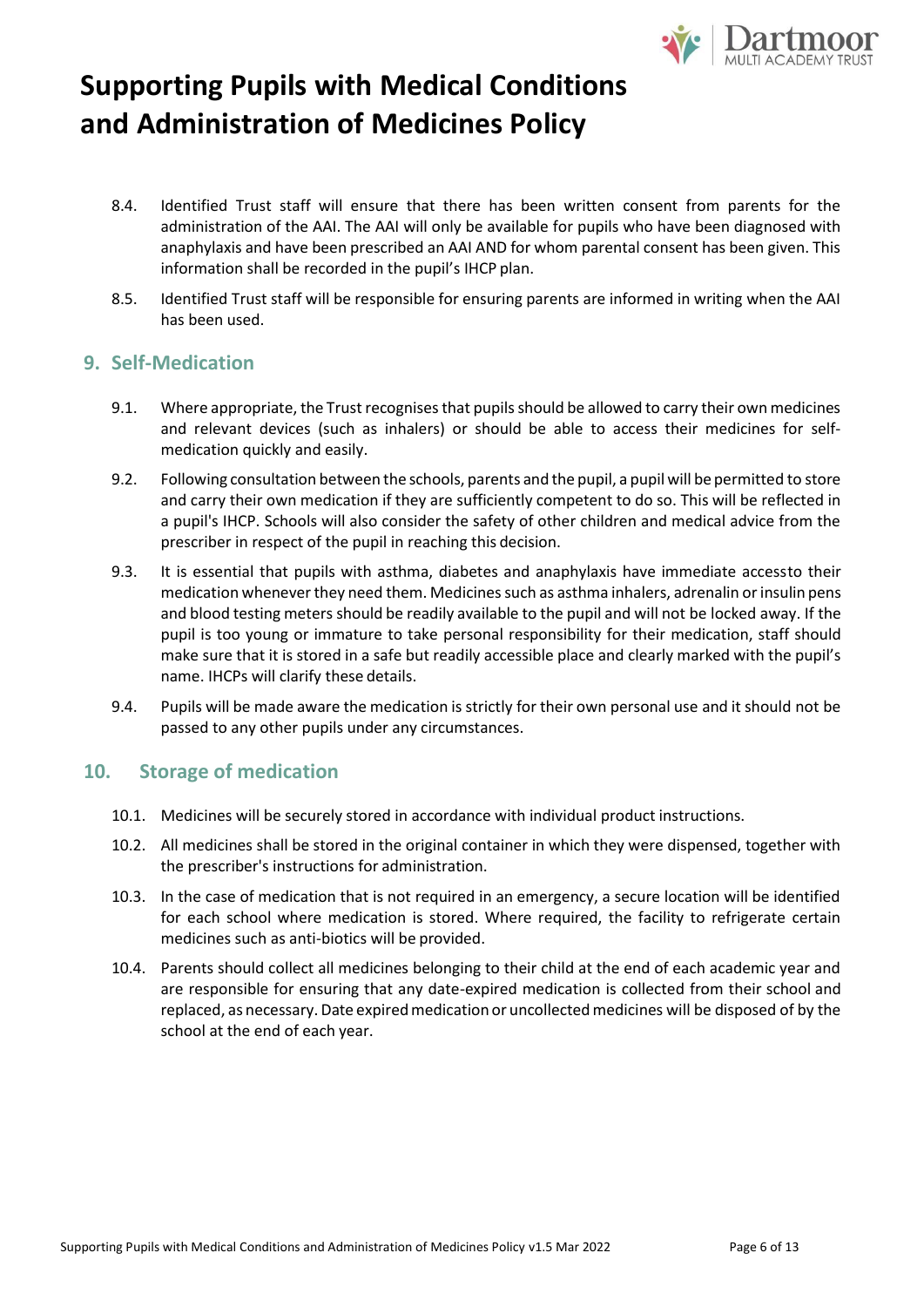8.4. Identified Trust staff will ensure that there has been written consent from parents for the administration of the AAI. The AAI will only be available for pupils who have been diagnosed with anaphylaxis and have been prescribed an AAI AND for whom parental consent has been given. This information shall be recorded in the pupil's IHCP plan.

8.5. Identified Trust staff will be responsible for ensuring parents are informed in writing when the AAI has been used.

## 9. Self-Medication

9.1. Where appropriate, the Trust recognises that pupils should be allowed to carry their own medicines and relevant devices (such as inhalers) or should be able to access their medicines for self-medication quickly and easily.

9.2. Following consultation between the schools, parents and the pupil, a pupil will be permitted to store and carry their own medication if they are sufficiently competent to do so. This will be reflected in a pupil's IHCP. Schools will also consider the safety of other children and medical advice from the prescriber in respect of the pupil in reaching this decision.

9.3. It is essential that pupils with asthma, diabetes and anaphylaxis have immediate accessto their medication whenever they need them. Medicines such as asthma inhalers, adrenalin or insulin pens and blood testing meters should be readily available to the pupil and will not be locked away. If the pupil is too young or immature to take personal responsibility for their medication, staff should make sure that it is stored in a safe but readily accessible place and clearly marked with the pupil's name. IHCPs will clarify these details.

9.4. Pupils will be made aware the medication is strictly for their own personal use and it should not be passed to any other pupils under any circumstances.

## 10. Storage of medication

10.1. Medicines will be securely stored in accordance with individual product instructions.

10.2. All medicines shall be stored in the original container in which they were dispensed, together with the prescriber's instructions for administration.

10.3. In the case of medication that is not required in an emergency, a secure location will be identified for each school where medication is stored. Where required, the facility to refrigerate certain medicines such as anti-biotics will be provided.

10.4. Parents should collect all medicines belonging to their child at the end of each academic year and are responsible for ensuring that any date-expired medication is collected from their school and replaced, as necessary. Date expired medication or uncollected medicines will be disposed of by the school at the end of each year.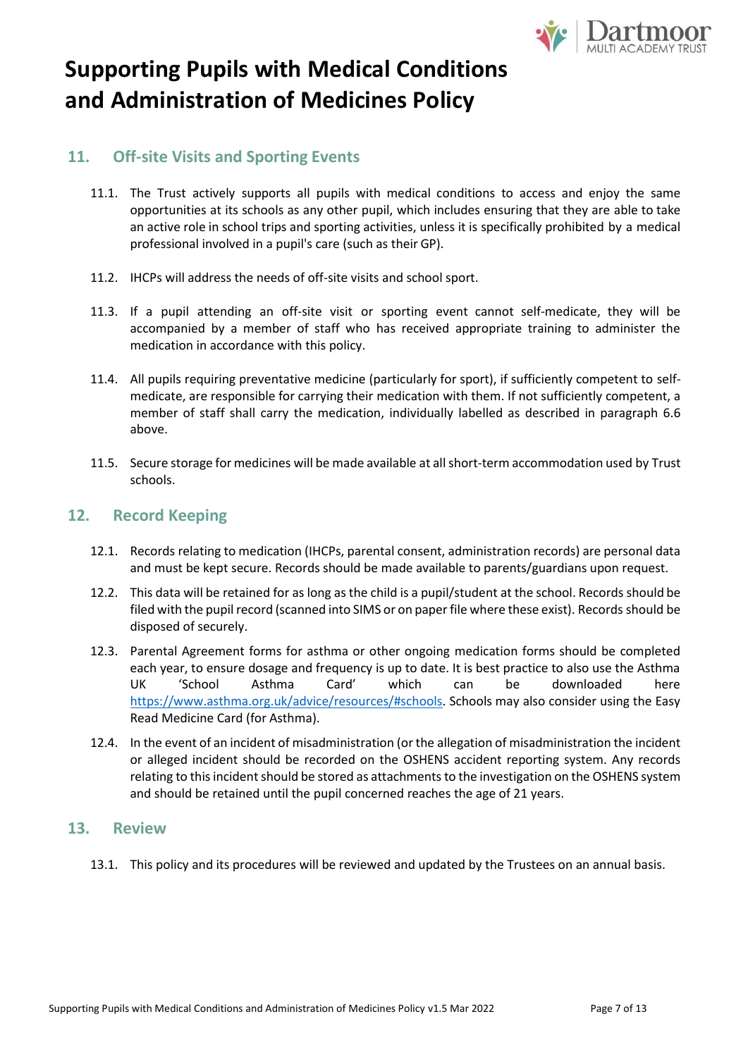# Supporting Pupils with Medical Conditions and Administration of Medicines Policy

## 11. Off-site Visits and Sporting Events

11.1. The Trust actively supports all pupils with medical conditions to access and enjoy the same opportunities at its schools as any other pupil, which includes ensuring that they are able to take an active role in school trips and sporting activities, unless it is specifically prohibited by a medical professional involved in a pupil's care (such as their GP).

11.2. IHCPs will address the needs of off-site visits and school sport.

11.3. If a pupil attending an off-site visit or sporting event cannot self-medicate, they will be accompanied by a member of staff who has received appropriate training to administer the medication in accordance with this policy.

11.4. All pupils requiring preventative medicine (particularly for sport), if sufficiently competent to self-medicate, are responsible for carrying their medication with them. If not sufficiently competent, a member of staff shall carry the medication, individually labelled as described in paragraph 6.6 above.

11.5. Secure storage for medicines will be made available at all short-term accommodation used by Trust schools.

## 12. Record Keeping

12.1. Records relating to medication (IHCPs, parental consent, administration records) are personal data and must be kept secure. Records should be made available to parents/guardians upon request.

12.2. This data will be retained for as long as the child is a pupil/student at the school. Records should be filed with the pupil record (scanned into SIMS or on paper file where these exist). Records should be disposed of securely.

12.3. Parental Agreement forms for asthma or other ongoing medication forms should be completed each year, to ensure dosage and frequency is up to date. It is best practice to also use the Asthma UK 'School Asthma Card' which can be downloaded here https://www.asthma.org.uk/advice/resources/#schools. Schools may also consider using the Easy Read Medicine Card (for Asthma).

12.4. In the event of an incident of misadministration (or the allegation of misadministration the incident or alleged incident should be recorded on the OSHENS accident reporting system. Any records relating to this incident should be stored as attachments to the investigation on the OSHENS system and should be retained until the pupil concerned reaches the age of 21 years.

## 13. Review

13.1. This policy and its procedures will be reviewed and updated by the Trustees on an annual basis.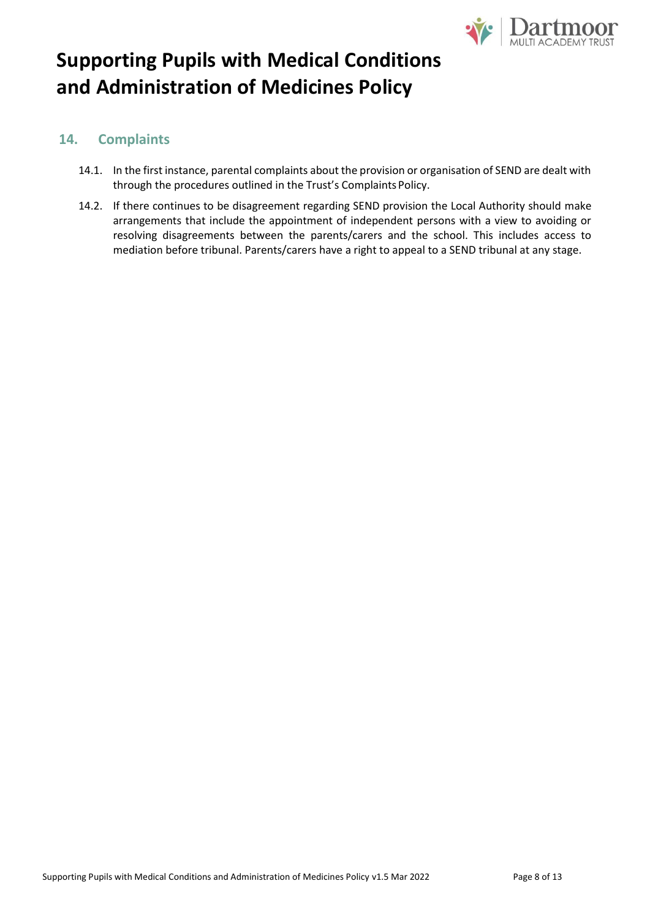## 14. Complaints

14.1. In the first instance, parental complaints about the provision or organisation of SEND are dealt with through the procedures outlined in the Trust's Complaints Policy.

14.2. If there continues to be disagreement regarding SEND provision the Local Authority should make arrangements that include the appointment of independent persons with a view to avoiding or resolving disagreements between the parents/carers and the school. This includes access to mediation before tribunal. Parents/carers have a right to appeal to a SEND tribunal at any stage.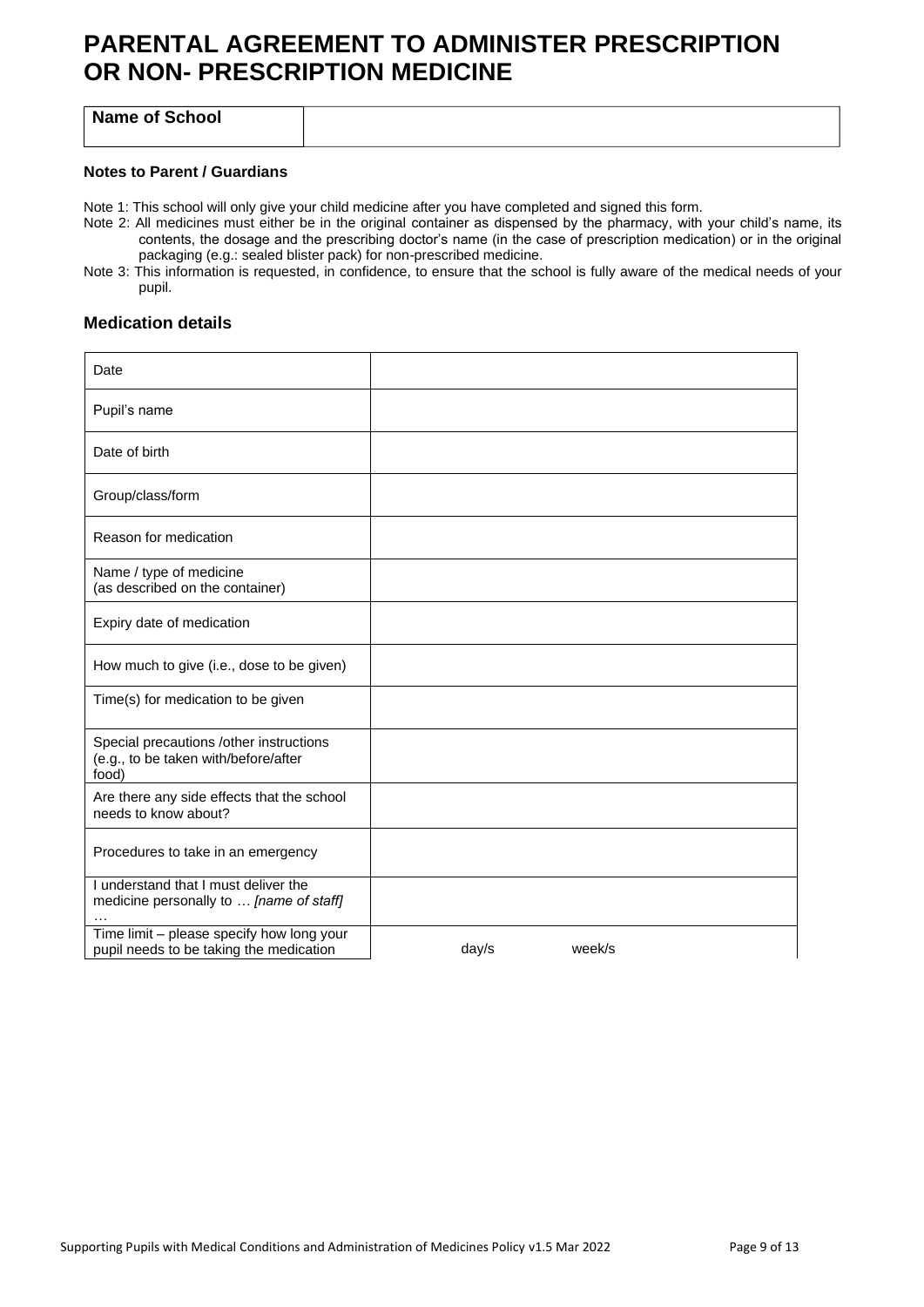# PARENTAL AGREEMENT TO ADMINISTER PRESCRIPTION OR NON- PRESCRIPTION MEDICINE

| **Name of School** | |
|---|---|

**Notes to Parent / Guardians**

Note 1: This school will only give your child medicine after you have completed and signed this form.

Note 2: All medicines must either be in the original container as dispensed by the pharmacy, with your child's name, its contents, the dosage and the prescribing doctor's name (in the case of prescription medication) or in the original packaging (e.g.: sealed blister pack) for non-prescribed medicine.

Note 3: This information is requested, in confidence, to ensure that the school is fully aware of the medical needs of your pupil.

## Medication details

| Date | |
|---|---|
| Pupil's name | |
| Date of birth | |
| Group/class/form | |
| Reason for medication | |
| Name / type of medicine (as described on the container) | |
| Expiry date of medication | |
| How much to give (i.e., dose to be given) | |
| Time(s) for medication to be given | |
| Special precautions /other instructions (e.g., to be taken with/before/after food) | |
| Are there any side effects that the school needs to know about? | |
| Procedures to take in an emergency | |
| I understand that I must deliver the medicine personally to … *[name of staff]* … | |
| Time limit – please specify how long your pupil needs to be taking the medication | day/s week/s |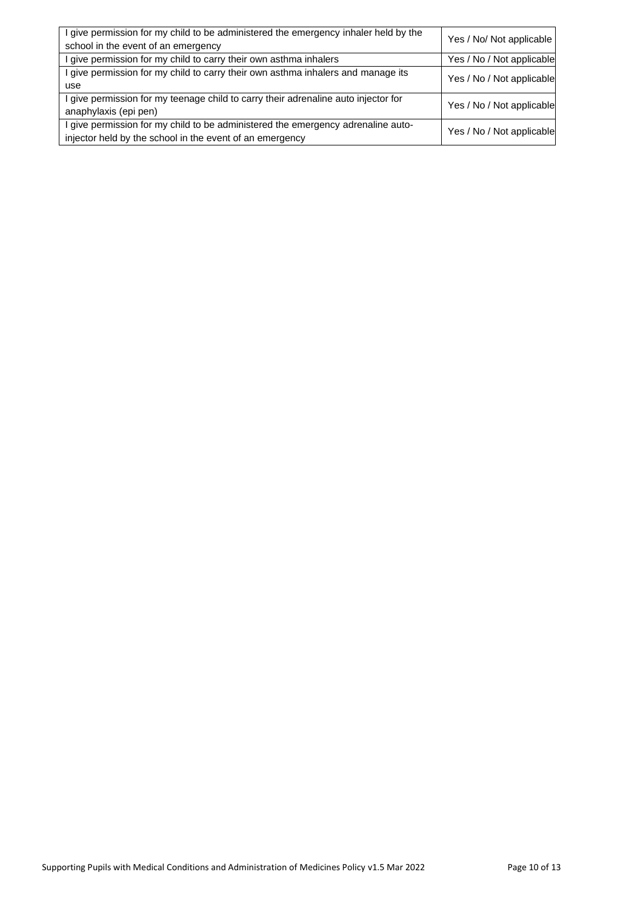| | |
|---|---|
| I give permission for my child to be administered the emergency inhaler held by the school in the event of an emergency | Yes / No/ Not applicable |
| I give permission for my child to carry their own asthma inhalers | Yes / No / Not applicable |
| I give permission for my child to carry their own asthma inhalers and manage its use | Yes / No / Not applicable |
| I give permission for my teenage child to carry their adrenaline auto injector for anaphylaxis (epi pen) | Yes / No / Not applicable |
| I give permission for my child to be administered the emergency adrenaline auto-injector held by the school in the event of an emergency | Yes / No / Not applicable |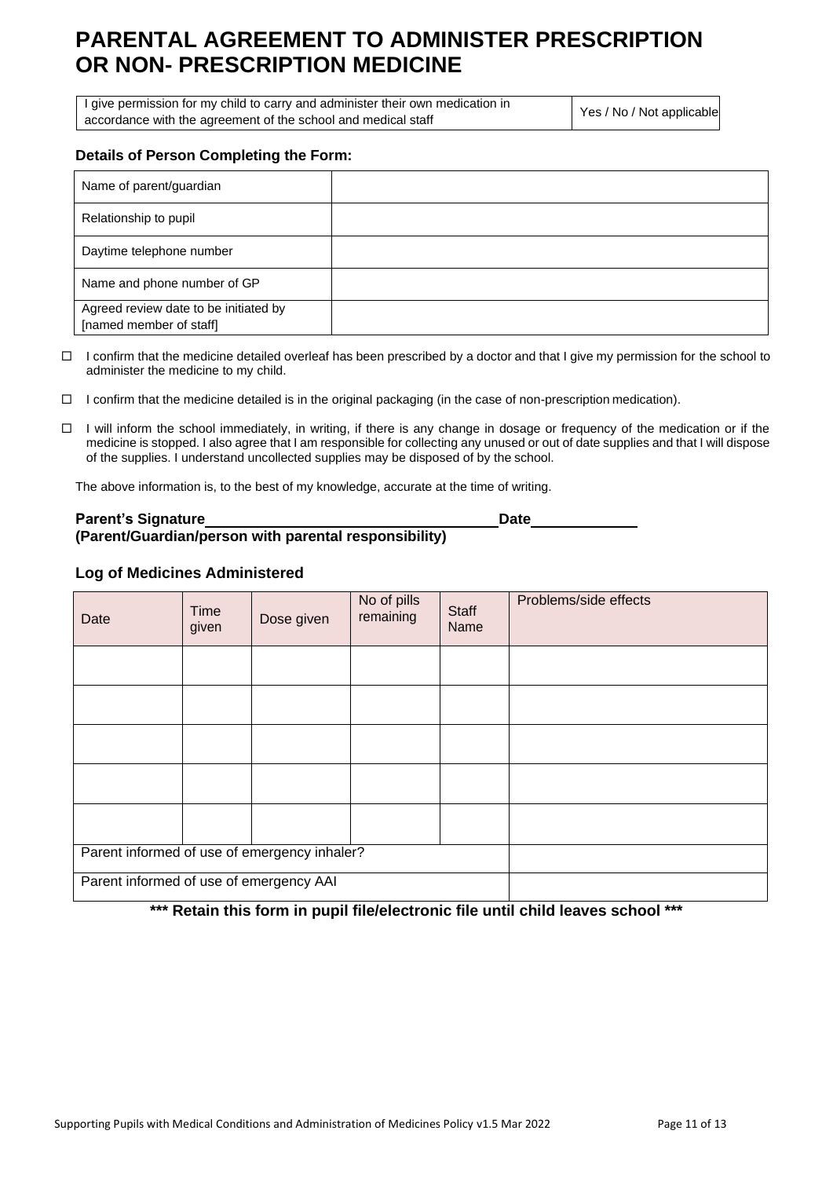# PARENTAL AGREEMENT TO ADMINISTER PRESCRIPTION OR NON- PRESCRIPTION MEDICINE

| I give permission for my child to carry and administer their own medication in accordance with the agreement of the school and medical staff | Yes / No / Not applicable |
|---|---|

### Details of Person Completing the Form:

| Name of parent/guardian | |
|---|---|
| Relationship to pupil | |
| Daytime telephone number | |
| Name and phone number of GP | |
| Agreed review date to be initiated by [named member of staff] | |

- ☐ I confirm that the medicine detailed overleaf has been prescribed by a doctor and that I give my permission for the school to administer the medicine to my child.
- ☐ I confirm that the medicine detailed is in the original packaging (in the case of non-prescription medication).
- ☐ I will inform the school immediately, in writing, if there is any change in dosage or frequency of the medication or if the medicine is stopped. I also agree that I am responsible for collecting any unused or out of date supplies and that I will dispose of the supplies. I understand uncollected supplies may be disposed of by the school.

The above information is, to the best of my knowledge, accurate at the time of writing.

**Parent's Signature\_\_\_\_\_\_\_\_\_\_\_\_\_\_\_\_\_\_\_\_\_\_\_\_\_\_\_\_\_\_\_\_\_\_Date\_\_\_\_\_\_\_\_\_\_\_\_**
**(Parent/Guardian/person with parental responsibility)**

### Log of Medicines Administered

| Date | Time given | Dose given | No of pills remaining | Staff Name | Problems/side effects |
|---|---|---|---|---|---|
| | | | | | |
| | | | | | |
| | | | | | |
| | | | | | |
| | | | | | |
| Parent informed of use of emergency inhaler? | | | | | |
| Parent informed of use of emergency AAI | | | | | |

**\*\*\* Retain this form in pupil file/electronic file until child leaves school \*\*\***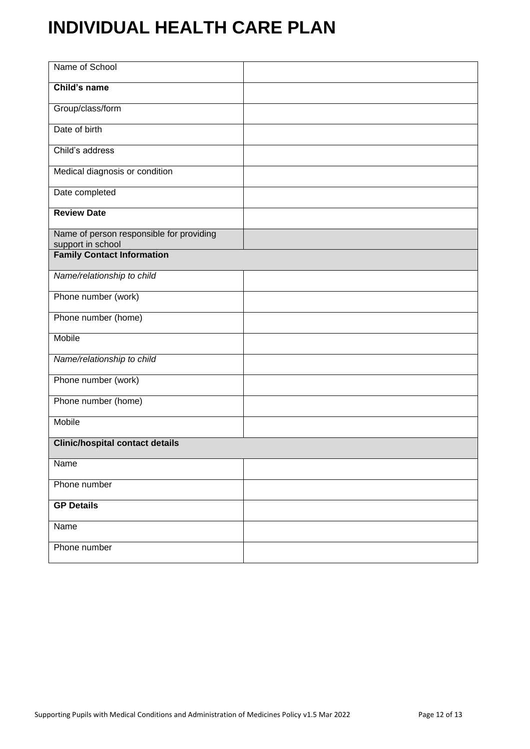# INDIVIDUAL HEALTH CARE PLAN

| | |
|---|---|
| Name of School | |
| **Child's name** | |
| Group/class/form | |
| Date of birth | |
| Child's address | |
| Medical diagnosis or condition | |
| Date completed | |
| **Review Date** | |
| Name of person responsible for providing support in school | |
| **Family Contact Information** | |
| *Name/relationship to child* | |
| Phone number (work) | |
| Phone number (home) | |
| Mobile | |
| *Name/relationship to child* | |
| Phone number (work) | |
| Phone number (home) | |
| Mobile | |
| **Clinic/hospital contact details** | |
| Name | |
| Phone number | |
| **GP Details** | |
| Name | |
| Phone number | |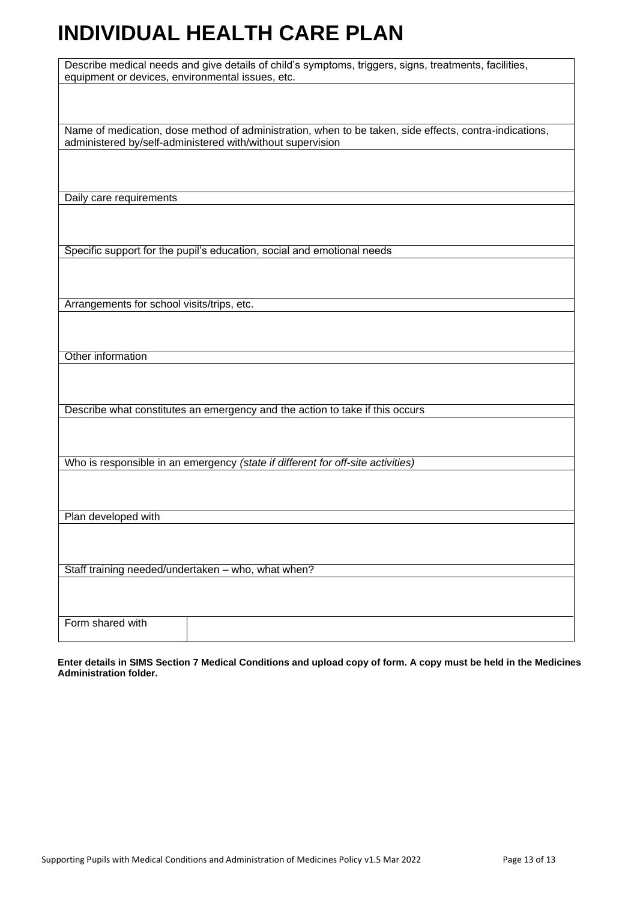# INDIVIDUAL HEALTH CARE PLAN

| |
|---|
| Describe medical needs and give details of child's symptoms, triggers, signs, treatments, facilities, equipment or devices, environmental issues, etc. |
| |
| Name of medication, dose method of administration, when to be taken, side effects, contra-indications, administered by/self-administered with/without supervision |
| |
| Daily care requirements |
| |
| Specific support for the pupil's education, social and emotional needs |
| |
| Arrangements for school visits/trips, etc. |
| |
| Other information |
| |
| Describe what constitutes an emergency and the action to take if this occurs |
| |
| Who is responsible in an emergency *(state if different for off-site activities)* |
| |
| Plan developed with |
| |
| Staff training needed/undertaken – who, what when? |
| |

| | |
|---|---|
| Form shared with | |

**Enter details in SIMS Section 7 Medical Conditions and upload copy of form. A copy must be held in the Medicines Administration folder.**